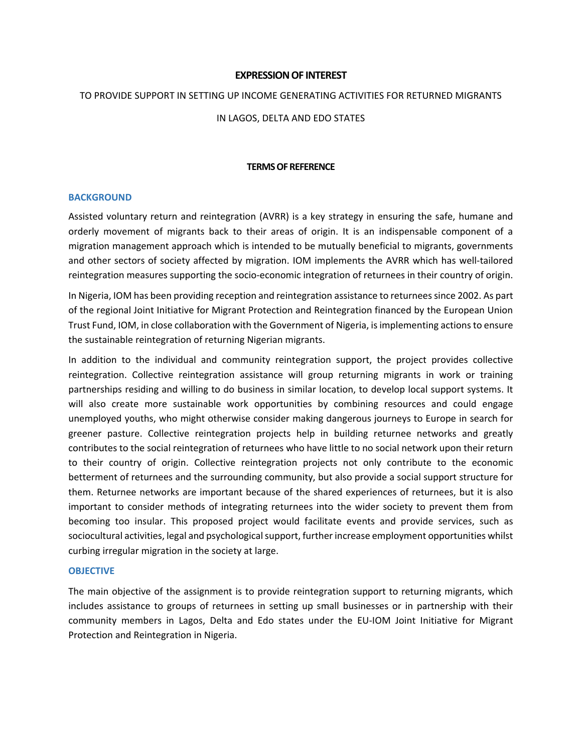# EXPRESSION OF INTEREST

TO PROVIDE SUPPORT IN SETTING UP INCOME GENERATING ACTIVITIES FOR RETURNED MIGRANTS

IN LAGOS, DELTA AND EDO STATES

**TERMS OF REFERENCE**

## BACKGROUND

Assisted voluntary return and reintegration (AVRR) is a key strategy in ensuring the safe, humane and orderly movement of migrants back to their areas of origin. It is an indispensable component of a migration management approach which is intended to be mutually beneficial to migrants, governments and other sectors of society affected by migration. IOM implements the AVRR which has well-tailored reintegration measures supporting the socio-economic integration of returnees in their country of origin.

In Nigeria, IOM has been providing reception and reintegration assistance to returnees since 2002. As part of the regional Joint Initiative for Migrant Protection and Reintegration financed by the European Union Trust Fund, IOM, in close collaboration with the Government of Nigeria, is implementing actions to ensure the sustainable reintegration of returning Nigerian migrants.

In addition to the individual and community reintegration support, the project provides collective reintegration. Collective reintegration assistance will group returning migrants in work or training partnerships residing and willing to do business in similar location, to develop local support systems. It will also create more sustainable work opportunities by combining resources and could engage unemployed youths, who might otherwise consider making dangerous journeys to Europe in search for greener pasture. Collective reintegration projects help in building returnee networks and greatly contributes to the social reintegration of returnees who have little to no social network upon their return to their country of origin. Collective reintegration projects not only contribute to the economic betterment of returnees and the surrounding community, but also provide a social support structure for them. Returnee networks are important because of the shared experiences of returnees, but it is also important to consider methods of integrating returnees into the wider society to prevent them from becoming too insular. This proposed project would facilitate events and provide services, such as sociocultural activities, legal and psychological support, further increase employment opportunities whilst curbing irregular migration in the society at large.

## OBJECTIVE

The main objective of the assignment is to provide reintegration support to returning migrants, which includes assistance to groups of returnees in setting up small businesses or in partnership with their community members in Lagos, Delta and Edo states under the EU-IOM Joint Initiative for Migrant Protection and Reintegration in Nigeria.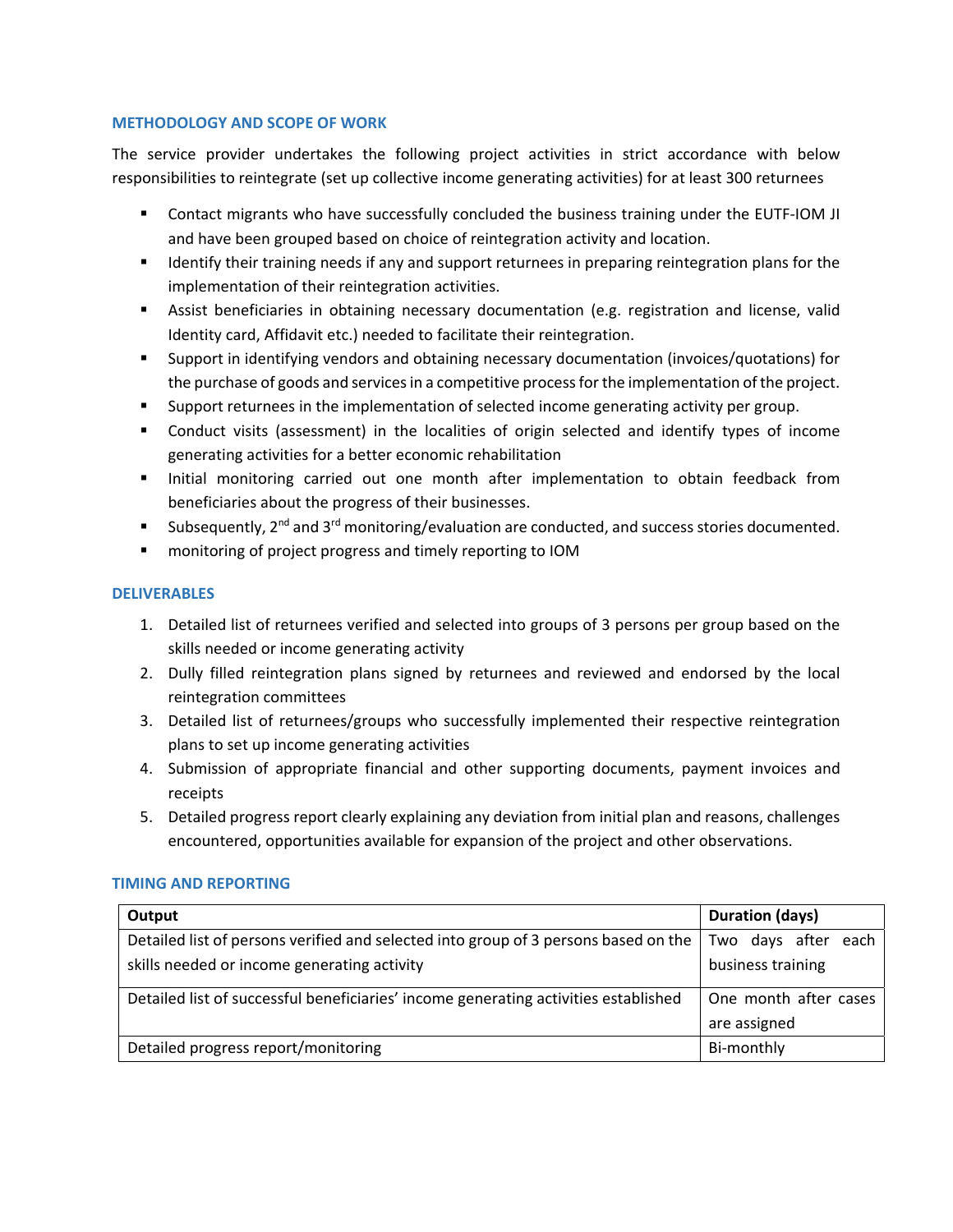### METHODOLOGY AND SCOPE OF WORK

The service provider undertakes the following project activities in strict accordance with below responsibilities to reintegrate (set up collective income generating activities) for at least 300 returnees

- Contact migrants who have successfully concluded the business training under the EUTF-IOM JI and have been grouped based on choice of reintegration activity and location.
- Identify their training needs if any and support returnees in preparing reintegration plans for the implementation of their reintegration activities.
- Assist beneficiaries in obtaining necessary documentation (e.g. registration and license, valid Identity card, Affidavit etc.) needed to facilitate their reintegration.
- Support in identifying vendors and obtaining necessary documentation (invoices/quotations) for the purchase of goods and services in a competitive process for the implementation of the project.
- Support returnees in the implementation of selected income generating activity per group.
- Conduct visits (assessment) in the localities of origin selected and identify types of income generating activities for a better economic rehabilitation
- Initial monitoring carried out one month after implementation to obtain feedback from beneficiaries about the progress of their businesses.
- Subsequently, 2nd and 3rd monitoring/evaluation are conducted, and success stories documented.
- monitoring of project progress and timely reporting to IOM

### DELIVERABLES

1. Detailed list of returnees verified and selected into groups of 3 persons per group based on the skills needed or income generating activity
2. Dully filled reintegration plans signed by returnees and reviewed and endorsed by the local reintegration committees
3. Detailed list of returnees/groups who successfully implemented their respective reintegration plans to set up income generating activities
4. Submission of appropriate financial and other supporting documents, payment invoices and receipts
5. Detailed progress report clearly explaining any deviation from initial plan and reasons, challenges encountered, opportunities available for expansion of the project and other observations.

### TIMING AND REPORTING

| Output | Duration (days) |
|---|---|
| Detailed list of persons verified and selected into group of 3 persons based on the skills needed or income generating activity | Two days after each business training |
| Detailed list of successful beneficiaries' income generating activities established | One month after cases are assigned |
| Detailed progress report/monitoring | Bi-monthly |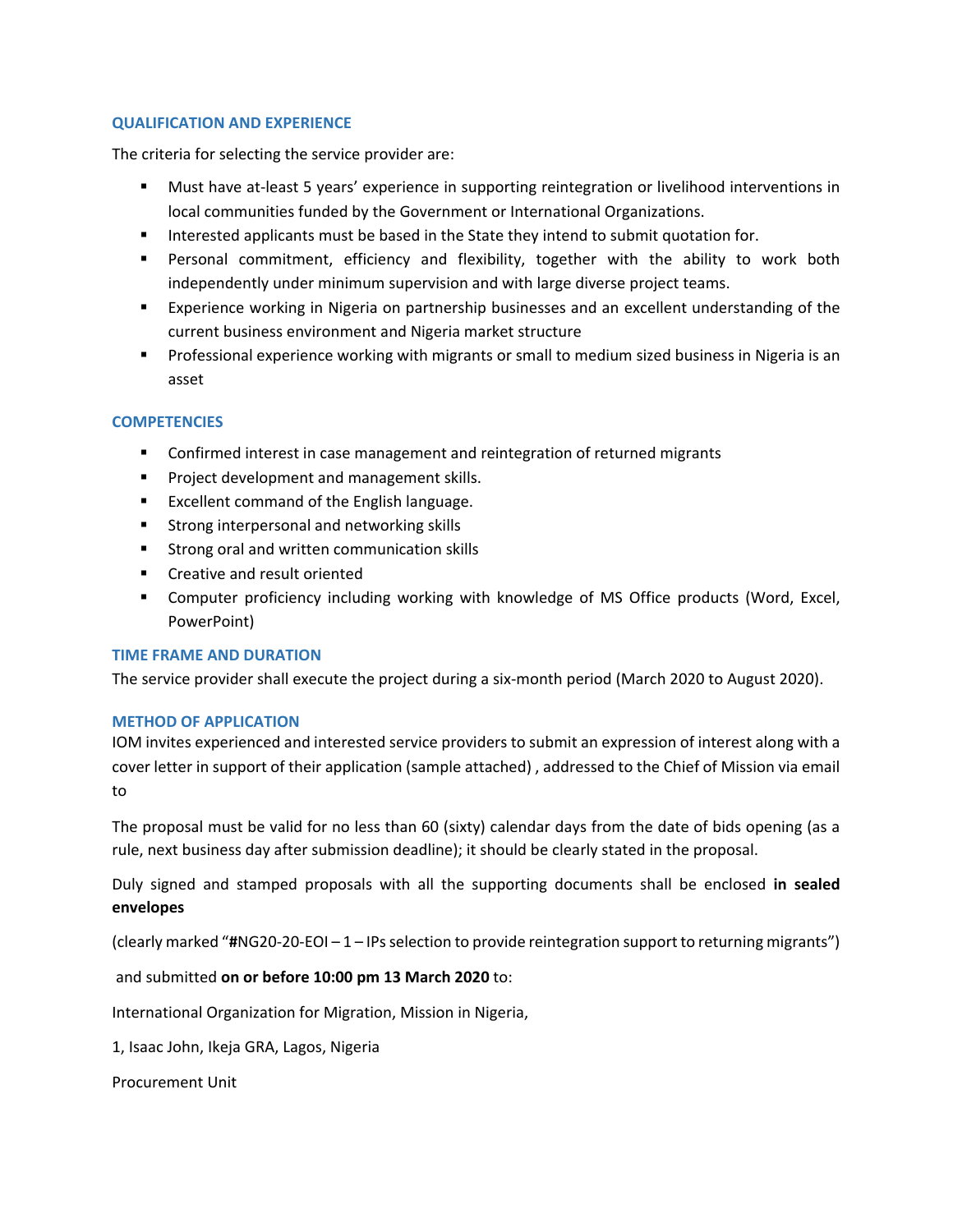## QUALIFICATION AND EXPERIENCE

The criteria for selecting the service provider are:

- Must have at-least 5 years' experience in supporting reintegration or livelihood interventions in local communities funded by the Government or International Organizations.
- Interested applicants must be based in the State they intend to submit quotation for.
- Personal commitment, efficiency and flexibility, together with the ability to work both independently under minimum supervision and with large diverse project teams.
- Experience working in Nigeria on partnership businesses and an excellent understanding of the current business environment and Nigeria market structure
- Professional experience working with migrants or small to medium sized business in Nigeria is an asset

## COMPETENCIES

- Confirmed interest in case management and reintegration of returned migrants
- Project development and management skills.
- Excellent command of the English language.
- Strong interpersonal and networking skills
- Strong oral and written communication skills
- Creative and result oriented
- Computer proficiency including working with knowledge of MS Office products (Word, Excel, PowerPoint)

## TIME FRAME AND DURATION

The service provider shall execute the project during a six-month period (March 2020 to August 2020).

## METHOD OF APPLICATION

IOM invites experienced and interested service providers to submit an expression of interest along with a cover letter in support of their application (sample attached) , addressed to the Chief of Mission via email to

The proposal must be valid for no less than 60 (sixty) calendar days from the date of bids opening (as a rule, next business day after submission deadline); it should be clearly stated in the proposal.

Duly signed and stamped proposals with all the supporting documents shall be enclosed **in sealed envelopes**

(clearly marked "**#**NG20-20-EOI – 1 – IPs selection to provide reintegration support to returning migrants")

and submitted **on or before 10:00 pm 13 March 2020** to:

International Organization for Migration, Mission in Nigeria,

1, Isaac John, Ikeja GRA, Lagos, Nigeria

Procurement Unit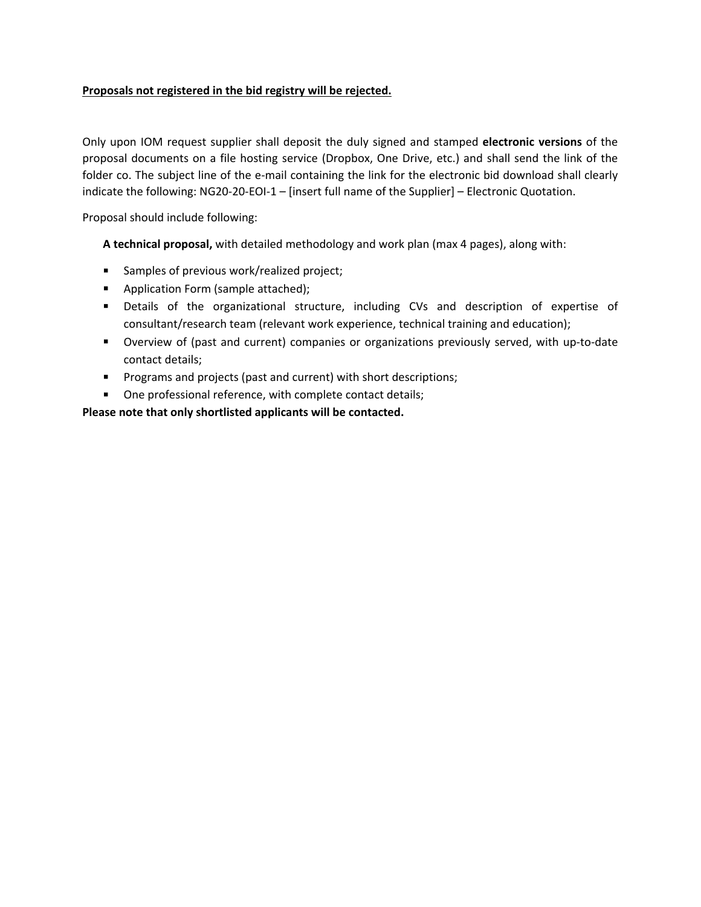**<u>Proposals not registered in the bid registry will be rejected.</u>**

Only upon IOM request supplier shall deposit the duly signed and stamped **electronic versions** of the proposal documents on a file hosting service (Dropbox, One Drive, etc.) and shall send the link of the folder co. The subject line of the e-mail containing the link for the electronic bid download shall clearly indicate the following: NG20-20-EOI-1 – [insert full name of the Supplier] – Electronic Quotation.

Proposal should include following:

**A technical proposal,** with detailed methodology and work plan (max 4 pages), along with:

- Samples of previous work/realized project;
- Application Form (sample attached);
- Details of the organizational structure, including CVs and description of expertise of consultant/research team (relevant work experience, technical training and education);
- Overview of (past and current) companies or organizations previously served, with up-to-date contact details;
- Programs and projects (past and current) with short descriptions;
- One professional reference, with complete contact details;

**Please note that only shortlisted applicants will be contacted.**